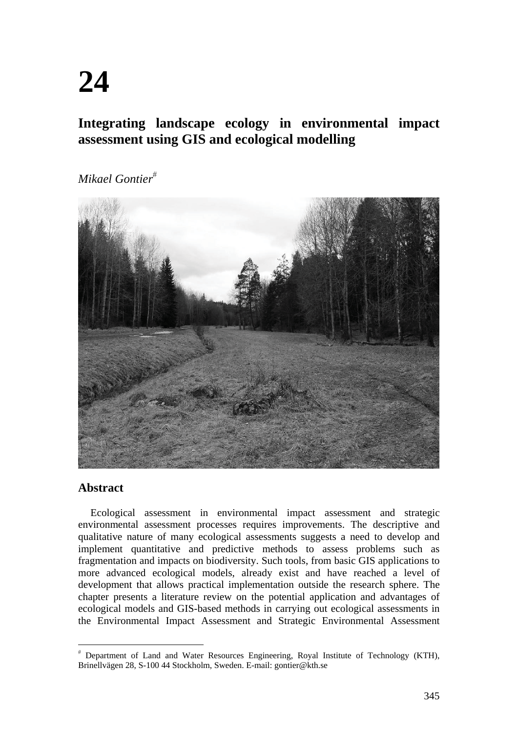# 24

## Integrating landscape ecology in environmental impact assessment using GIS and ecological modelling

*Mikael Gontier*[#]

### Abstract

Ecological assessment in environmental impact assessment and strategic environmental assessment processes requires improvements. The descriptive and qualitative nature of many ecological assessments suggests a need to develop and implement quantitative and predictive methods to assess problems such as fragmentation and impacts on biodiversity. Such tools, from basic GIS applications to more advanced ecological models, already exist and have reached a level of development that allows practical implementation outside the research sphere. The chapter presents a literature review on the potential application and advantages of ecological models and GIS-based methods in carrying out ecological assessments in the Environmental Impact Assessment and Strategic Environmental Assessment

---

[#] Department of Land and Water Resources Engineering, Royal Institute of Technology (KTH), Brinellvägen 28, S-100 44 Stockholm, Sweden. E-mail: gontier@kth.se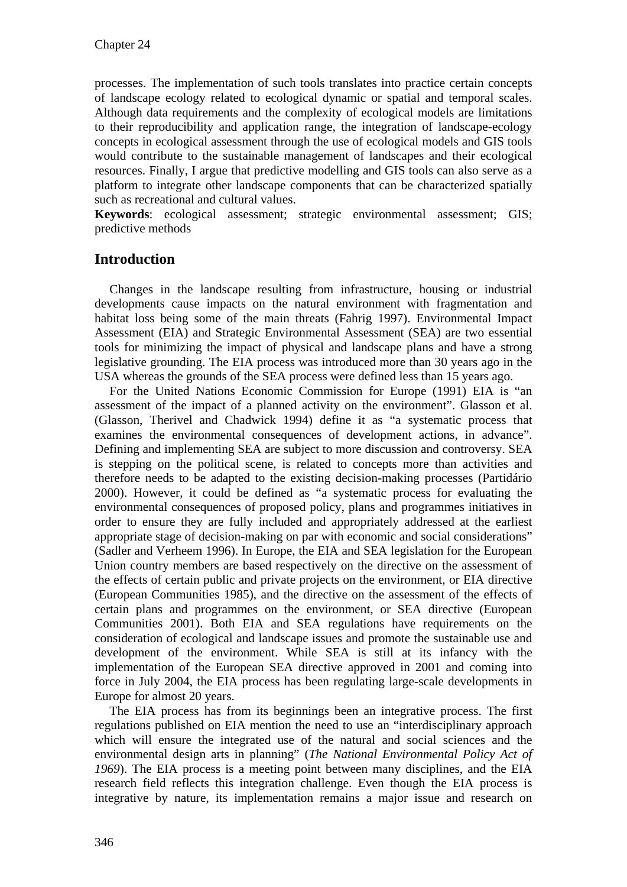processes. The implementation of such tools translates into practice certain concepts of landscape ecology related to ecological dynamic or spatial and temporal scales. Although data requirements and the complexity of ecological models are limitations to their reproducibility and application range, the integration of landscape-ecology concepts in ecological assessment through the use of ecological models and GIS tools would contribute to the sustainable management of landscapes and their ecological resources. Finally, I argue that predictive modelling and GIS tools can also serve as a platform to integrate other landscape components that can be characterized spatially such as recreational and cultural values.

**Keywords**: ecological assessment; strategic environmental assessment; GIS; predictive methods

## Introduction

Changes in the landscape resulting from infrastructure, housing or industrial developments cause impacts on the natural environment with fragmentation and habitat loss being some of the main threats (Fahrig 1997). Environmental Impact Assessment (EIA) and Strategic Environmental Assessment (SEA) are two essential tools for minimizing the impact of physical and landscape plans and have a strong legislative grounding. The EIA process was introduced more than 30 years ago in the USA whereas the grounds of the SEA process were defined less than 15 years ago.

For the United Nations Economic Commission for Europe (1991) EIA is "an assessment of the impact of a planned activity on the environment". Glasson et al. (Glasson, Therivel and Chadwick 1994) define it as "a systematic process that examines the environmental consequences of development actions, in advance". Defining and implementing SEA are subject to more discussion and controversy. SEA is stepping on the political scene, is related to concepts more than activities and therefore needs to be adapted to the existing decision-making processes (Partidário 2000). However, it could be defined as "a systematic process for evaluating the environmental consequences of proposed policy, plans and programmes initiatives in order to ensure they are fully included and appropriately addressed at the earliest appropriate stage of decision-making on par with economic and social considerations" (Sadler and Verheem 1996). In Europe, the EIA and SEA legislation for the European Union country members are based respectively on the directive on the assessment of the effects of certain public and private projects on the environment, or EIA directive (European Communities 1985), and the directive on the assessment of the effects of certain plans and programmes on the environment, or SEA directive (European Communities 2001). Both EIA and SEA regulations have requirements on the consideration of ecological and landscape issues and promote the sustainable use and development of the environment. While SEA is still at its infancy with the implementation of the European SEA directive approved in 2001 and coming into force in July 2004, the EIA process has been regulating large-scale developments in Europe for almost 20 years.

The EIA process has from its beginnings been an integrative process. The first regulations published on EIA mention the need to use an "interdisciplinary approach which will ensure the integrated use of the natural and social sciences and the environmental design arts in planning" (*The National Environmental Policy Act of 1969*). The EIA process is a meeting point between many disciplines, and the EIA research field reflects this integration challenge. Even though the EIA process is integrative by nature, its implementation remains a major issue and research on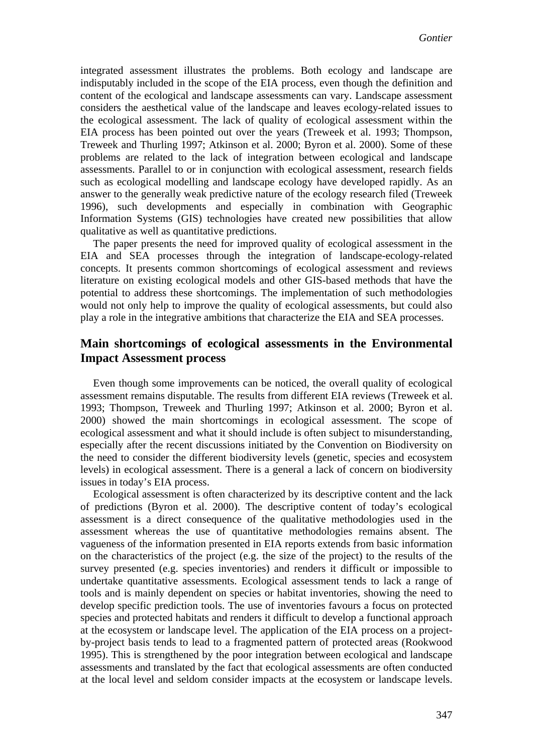integrated assessment illustrates the problems. Both ecology and landscape are indisputably included in the scope of the EIA process, even though the definition and content of the ecological and landscape assessments can vary. Landscape assessment considers the aesthetical value of the landscape and leaves ecology-related issues to the ecological assessment. The lack of quality of ecological assessment within the EIA process has been pointed out over the years (Treweek et al. 1993; Thompson, Treweek and Thurling 1997; Atkinson et al. 2000; Byron et al. 2000). Some of these problems are related to the lack of integration between ecological and landscape assessments. Parallel to or in conjunction with ecological assessment, research fields such as ecological modelling and landscape ecology have developed rapidly. As an answer to the generally weak predictive nature of the ecology research filed (Treweek 1996), such developments and especially in combination with Geographic Information Systems (GIS) technologies have created new possibilities that allow qualitative as well as quantitative predictions.

The paper presents the need for improved quality of ecological assessment in the EIA and SEA processes through the integration of landscape-ecology-related concepts. It presents common shortcomings of ecological assessment and reviews literature on existing ecological models and other GIS-based methods that have the potential to address these shortcomings. The implementation of such methodologies would not only help to improve the quality of ecological assessments, but could also play a role in the integrative ambitions that characterize the EIA and SEA processes.

## Main shortcomings of ecological assessments in the Environmental Impact Assessment process

Even though some improvements can be noticed, the overall quality of ecological assessment remains disputable. The results from different EIA reviews (Treweek et al. 1993; Thompson, Treweek and Thurling 1997; Atkinson et al. 2000; Byron et al. 2000) showed the main shortcomings in ecological assessment. The scope of ecological assessment and what it should include is often subject to misunderstanding, especially after the recent discussions initiated by the Convention on Biodiversity on the need to consider the different biodiversity levels (genetic, species and ecosystem levels) in ecological assessment. There is a general a lack of concern on biodiversity issues in today's EIA process.

Ecological assessment is often characterized by its descriptive content and the lack of predictions (Byron et al. 2000). The descriptive content of today's ecological assessment is a direct consequence of the qualitative methodologies used in the assessment whereas the use of quantitative methodologies remains absent. The vagueness of the information presented in EIA reports extends from basic information on the characteristics of the project (e.g. the size of the project) to the results of the survey presented (e.g. species inventories) and renders it difficult or impossible to undertake quantitative assessments. Ecological assessment tends to lack a range of tools and is mainly dependent on species or habitat inventories, showing the need to develop specific prediction tools. The use of inventories favours a focus on protected species and protected habitats and renders it difficult to develop a functional approach at the ecosystem or landscape level. The application of the EIA process on a project-by-project basis tends to lead to a fragmented pattern of protected areas (Rookwood 1995). This is strengthened by the poor integration between ecological and landscape assessments and translated by the fact that ecological assessments are often conducted at the local level and seldom consider impacts at the ecosystem or landscape levels.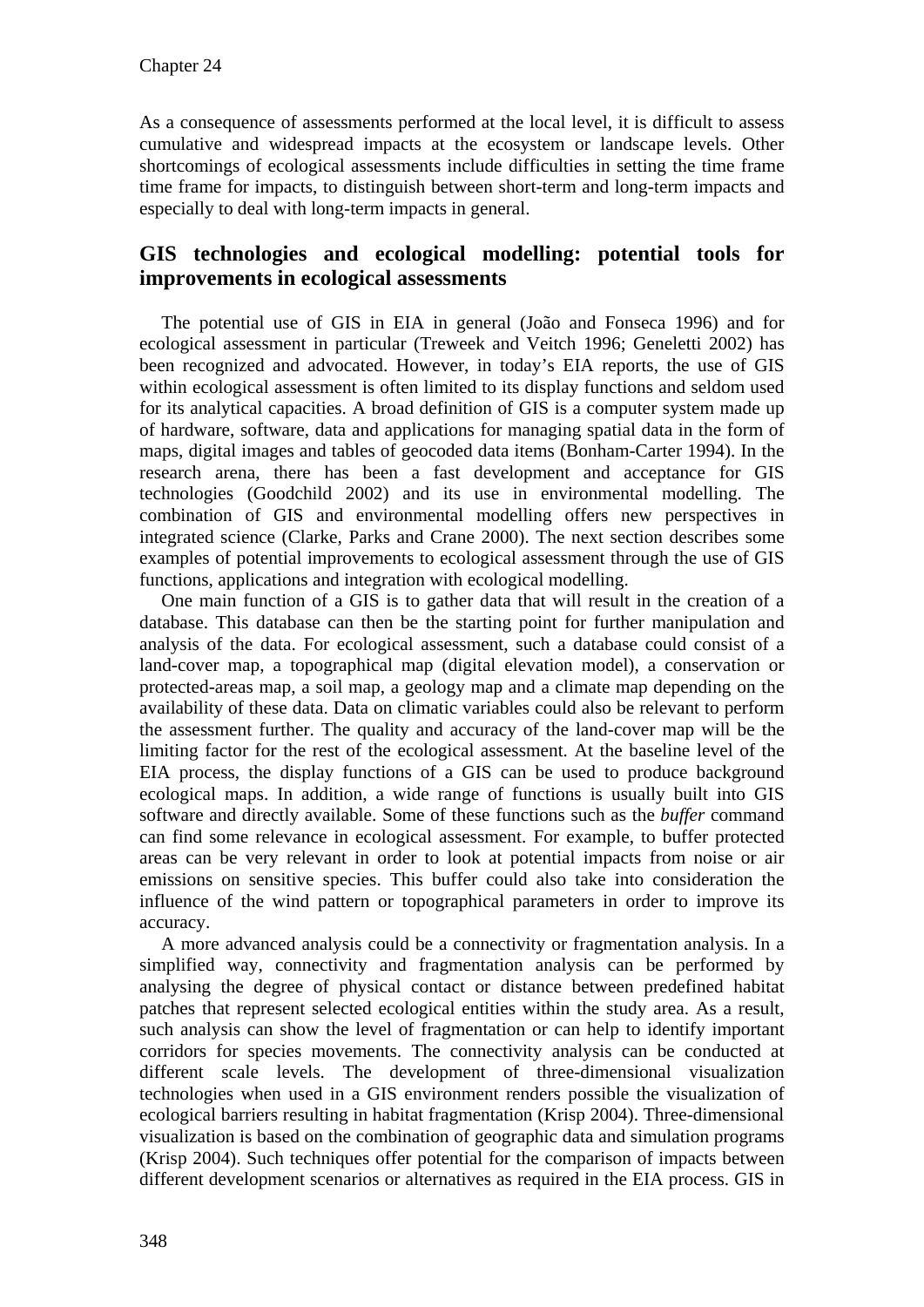As a consequence of assessments performed at the local level, it is difficult to assess cumulative and widespread impacts at the ecosystem or landscape levels. Other shortcomings of ecological assessments include difficulties in setting the time frame time frame for impacts, to distinguish between short-term and long-term impacts and especially to deal with long-term impacts in general.

## GIS technologies and ecological modelling: potential tools for improvements in ecological assessments

The potential use of GIS in EIA in general (João and Fonseca 1996) and for ecological assessment in particular (Treweek and Veitch 1996; Geneletti 2002) has been recognized and advocated. However, in today's EIA reports, the use of GIS within ecological assessment is often limited to its display functions and seldom used for its analytical capacities. A broad definition of GIS is a computer system made up of hardware, software, data and applications for managing spatial data in the form of maps, digital images and tables of geocoded data items (Bonham-Carter 1994). In the research arena, there has been a fast development and acceptance for GIS technologies (Goodchild 2002) and its use in environmental modelling. The combination of GIS and environmental modelling offers new perspectives in integrated science (Clarke, Parks and Crane 2000). The next section describes some examples of potential improvements to ecological assessment through the use of GIS functions, applications and integration with ecological modelling.

One main function of a GIS is to gather data that will result in the creation of a database. This database can then be the starting point for further manipulation and analysis of the data. For ecological assessment, such a database could consist of a land-cover map, a topographical map (digital elevation model), a conservation or protected-areas map, a soil map, a geology map and a climate map depending on the availability of these data. Data on climatic variables could also be relevant to perform the assessment further. The quality and accuracy of the land-cover map will be the limiting factor for the rest of the ecological assessment. At the baseline level of the EIA process, the display functions of a GIS can be used to produce background ecological maps. In addition, a wide range of functions is usually built into GIS software and directly available. Some of these functions such as the *buffer* command can find some relevance in ecological assessment. For example, to buffer protected areas can be very relevant in order to look at potential impacts from noise or air emissions on sensitive species. This buffer could also take into consideration the influence of the wind pattern or topographical parameters in order to improve its accuracy.

A more advanced analysis could be a connectivity or fragmentation analysis. In a simplified way, connectivity and fragmentation analysis can be performed by analysing the degree of physical contact or distance between predefined habitat patches that represent selected ecological entities within the study area. As a result, such analysis can show the level of fragmentation or can help to identify important corridors for species movements. The connectivity analysis can be conducted at different scale levels. The development of three-dimensional visualization technologies when used in a GIS environment renders possible the visualization of ecological barriers resulting in habitat fragmentation (Krisp 2004). Three-dimensional visualization is based on the combination of geographic data and simulation programs (Krisp 2004). Such techniques offer potential for the comparison of impacts between different development scenarios or alternatives as required in the EIA process. GIS in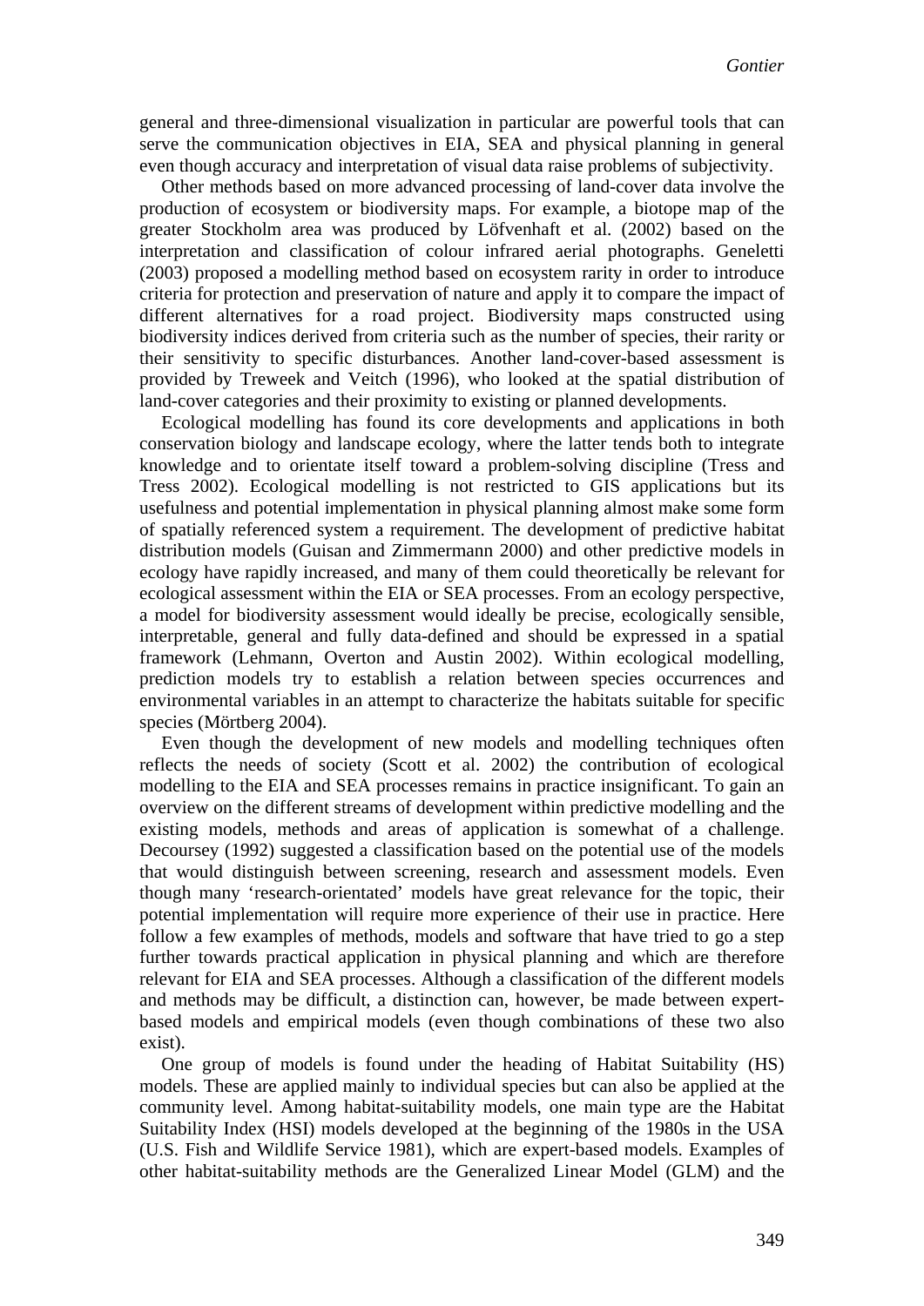general and three-dimensional visualization in particular are powerful tools that can serve the communication objectives in EIA, SEA and physical planning in general even though accuracy and interpretation of visual data raise problems of subjectivity.

Other methods based on more advanced processing of land-cover data involve the production of ecosystem or biodiversity maps. For example, a biotope map of the greater Stockholm area was produced by Löfvenhaft et al. (2002) based on the interpretation and classification of colour infrared aerial photographs. Geneletti (2003) proposed a modelling method based on ecosystem rarity in order to introduce criteria for protection and preservation of nature and apply it to compare the impact of different alternatives for a road project. Biodiversity maps constructed using biodiversity indices derived from criteria such as the number of species, their rarity or their sensitivity to specific disturbances. Another land-cover-based assessment is provided by Treweek and Veitch (1996), who looked at the spatial distribution of land-cover categories and their proximity to existing or planned developments.

Ecological modelling has found its core developments and applications in both conservation biology and landscape ecology, where the latter tends both to integrate knowledge and to orientate itself toward a problem-solving discipline (Tress and Tress 2002). Ecological modelling is not restricted to GIS applications but its usefulness and potential implementation in physical planning almost make some form of spatially referenced system a requirement. The development of predictive habitat distribution models (Guisan and Zimmermann 2000) and other predictive models in ecology have rapidly increased, and many of them could theoretically be relevant for ecological assessment within the EIA or SEA processes. From an ecology perspective, a model for biodiversity assessment would ideally be precise, ecologically sensible, interpretable, general and fully data-defined and should be expressed in a spatial framework (Lehmann, Overton and Austin 2002). Within ecological modelling, prediction models try to establish a relation between species occurrences and environmental variables in an attempt to characterize the habitats suitable for specific species (Mörtberg 2004).

Even though the development of new models and modelling techniques often reflects the needs of society (Scott et al. 2002) the contribution of ecological modelling to the EIA and SEA processes remains in practice insignificant. To gain an overview on the different streams of development within predictive modelling and the existing models, methods and areas of application is somewhat of a challenge. Decoursey (1992) suggested a classification based on the potential use of the models that would distinguish between screening, research and assessment models. Even though many 'research-orientated' models have great relevance for the topic, their potential implementation will require more experience of their use in practice. Here follow a few examples of methods, models and software that have tried to go a step further towards practical application in physical planning and which are therefore relevant for EIA and SEA processes. Although a classification of the different models and methods may be difficult, a distinction can, however, be made between expert-based models and empirical models (even though combinations of these two also exist).

One group of models is found under the heading of Habitat Suitability (HS) models. These are applied mainly to individual species but can also be applied at the community level. Among habitat-suitability models, one main type are the Habitat Suitability Index (HSI) models developed at the beginning of the 1980s in the USA (U.S. Fish and Wildlife Service 1981), which are expert-based models. Examples of other habitat-suitability methods are the Generalized Linear Model (GLM) and the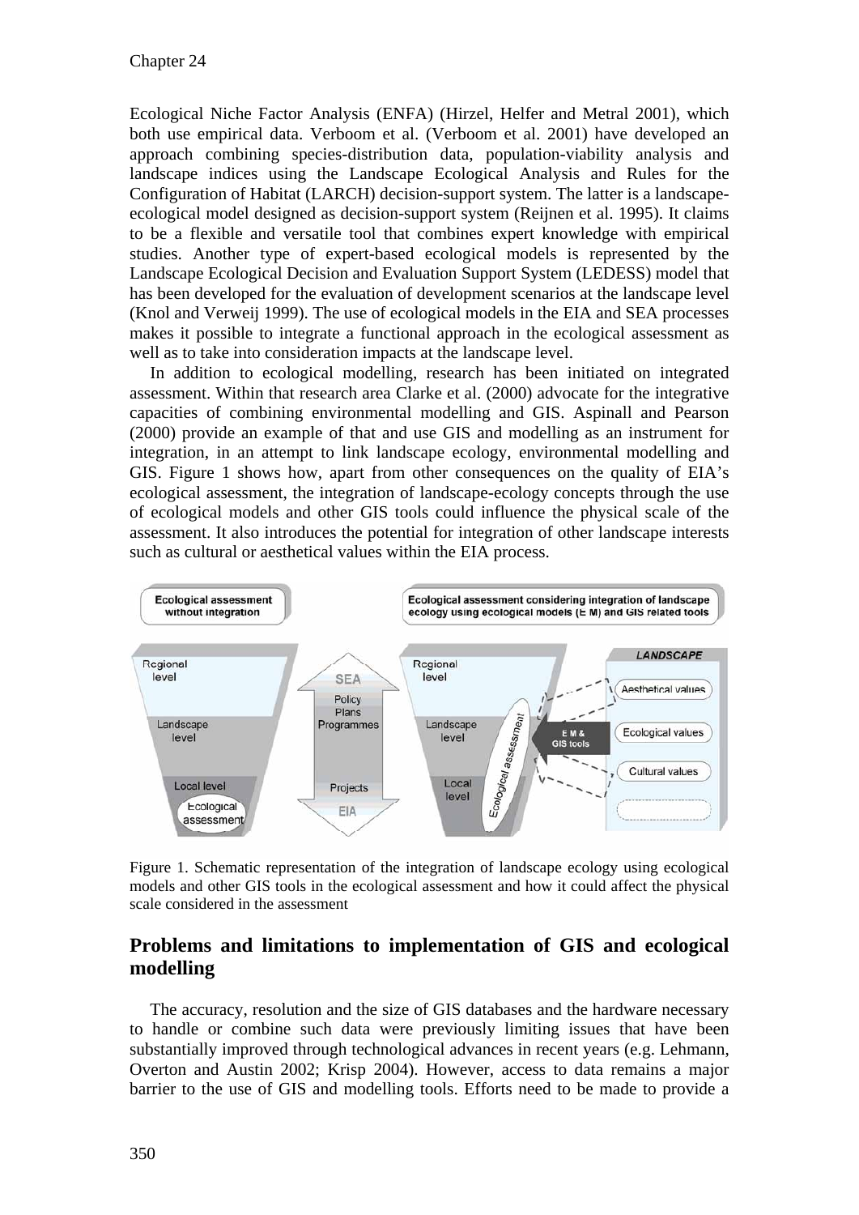Ecological Niche Factor Analysis (ENFA) (Hirzel, Helfer and Metral 2001), which both use empirical data. Verboom et al. (Verboom et al. 2001) have developed an approach combining species-distribution data, population-viability analysis and landscape indices using the Landscape Ecological Analysis and Rules for the Configuration of Habitat (LARCH) decision-support system. The latter is a landscape-ecological model designed as decision-support system (Reijnen et al. 1995). It claims to be a flexible and versatile tool that combines expert knowledge with empirical studies. Another type of expert-based ecological models is represented by the Landscape Ecological Decision and Evaluation Support System (LEDESS) model that has been developed for the evaluation of development scenarios at the landscape level (Knol and Verweij 1999). The use of ecological models in the EIA and SEA processes makes it possible to integrate a functional approach in the ecological assessment as well as to take into consideration impacts at the landscape level.

In addition to ecological modelling, research has been initiated on integrated assessment. Within that research area Clarke et al. (2000) advocate for the integrative capacities of combining environmental modelling and GIS. Aspinall and Pearson (2000) provide an example of that and use GIS and modelling as an instrument for integration, in an attempt to link landscape ecology, environmental modelling and GIS. Figure 1 shows how, apart from other consequences on the quality of EIA's ecological assessment, the integration of landscape-ecology concepts through the use of ecological models and other GIS tools could influence the physical scale of the assessment. It also introduces the potential for integration of other landscape interests such as cultural or aesthetical values within the EIA process.

Figure 1. Schematic representation of the integration of landscape ecology using ecological models and other GIS tools in the ecological assessment and how it could affect the physical scale considered in the assessment

## Problems and limitations to implementation of GIS and ecological modelling

The accuracy, resolution and the size of GIS databases and the hardware necessary to handle or combine such data were previously limiting issues that have been substantially improved through technological advances in recent years (e.g. Lehmann, Overton and Austin 2002; Krisp 2004). However, access to data remains a major barrier to the use of GIS and modelling tools. Efforts need to be made to provide a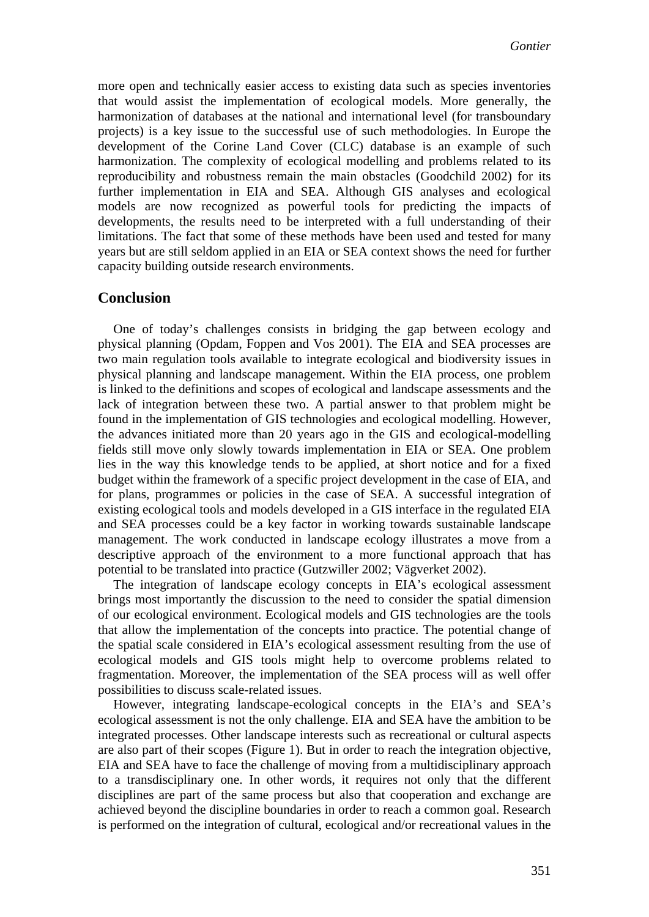more open and technically easier access to existing data such as species inventories that would assist the implementation of ecological models. More generally, the harmonization of databases at the national and international level (for transboundary projects) is a key issue to the successful use of such methodologies. In Europe the development of the Corine Land Cover (CLC) database is an example of such harmonization. The complexity of ecological modelling and problems related to its reproducibility and robustness remain the main obstacles (Goodchild 2002) for its further implementation in EIA and SEA. Although GIS analyses and ecological models are now recognized as powerful tools for predicting the impacts of developments, the results need to be interpreted with a full understanding of their limitations. The fact that some of these methods have been used and tested for many years but are still seldom applied in an EIA or SEA context shows the need for further capacity building outside research environments.

## Conclusion

One of today's challenges consists in bridging the gap between ecology and physical planning (Opdam, Foppen and Vos 2001). The EIA and SEA processes are two main regulation tools available to integrate ecological and biodiversity issues in physical planning and landscape management. Within the EIA process, one problem is linked to the definitions and scopes of ecological and landscape assessments and the lack of integration between these two. A partial answer to that problem might be found in the implementation of GIS technologies and ecological modelling. However, the advances initiated more than 20 years ago in the GIS and ecological-modelling fields still move only slowly towards implementation in EIA or SEA. One problem lies in the way this knowledge tends to be applied, at short notice and for a fixed budget within the framework of a specific project development in the case of EIA, and for plans, programmes or policies in the case of SEA. A successful integration of existing ecological tools and models developed in a GIS interface in the regulated EIA and SEA processes could be a key factor in working towards sustainable landscape management. The work conducted in landscape ecology illustrates a move from a descriptive approach of the environment to a more functional approach that has potential to be translated into practice (Gutzwiller 2002; Vägverket 2002).

The integration of landscape ecology concepts in EIA's ecological assessment brings most importantly the discussion to the need to consider the spatial dimension of our ecological environment. Ecological models and GIS technologies are the tools that allow the implementation of the concepts into practice. The potential change of the spatial scale considered in EIA's ecological assessment resulting from the use of ecological models and GIS tools might help to overcome problems related to fragmentation. Moreover, the implementation of the SEA process will as well offer possibilities to discuss scale-related issues.

However, integrating landscape-ecological concepts in the EIA's and SEA's ecological assessment is not the only challenge. EIA and SEA have the ambition to be integrated processes. Other landscape interests such as recreational or cultural aspects are also part of their scopes (Figure 1). But in order to reach the integration objective, EIA and SEA have to face the challenge of moving from a multidisciplinary approach to a transdisciplinary one. In other words, it requires not only that the different disciplines are part of the same process but also that cooperation and exchange are achieved beyond the discipline boundaries in order to reach a common goal. Research is performed on the integration of cultural, ecological and/or recreational values in the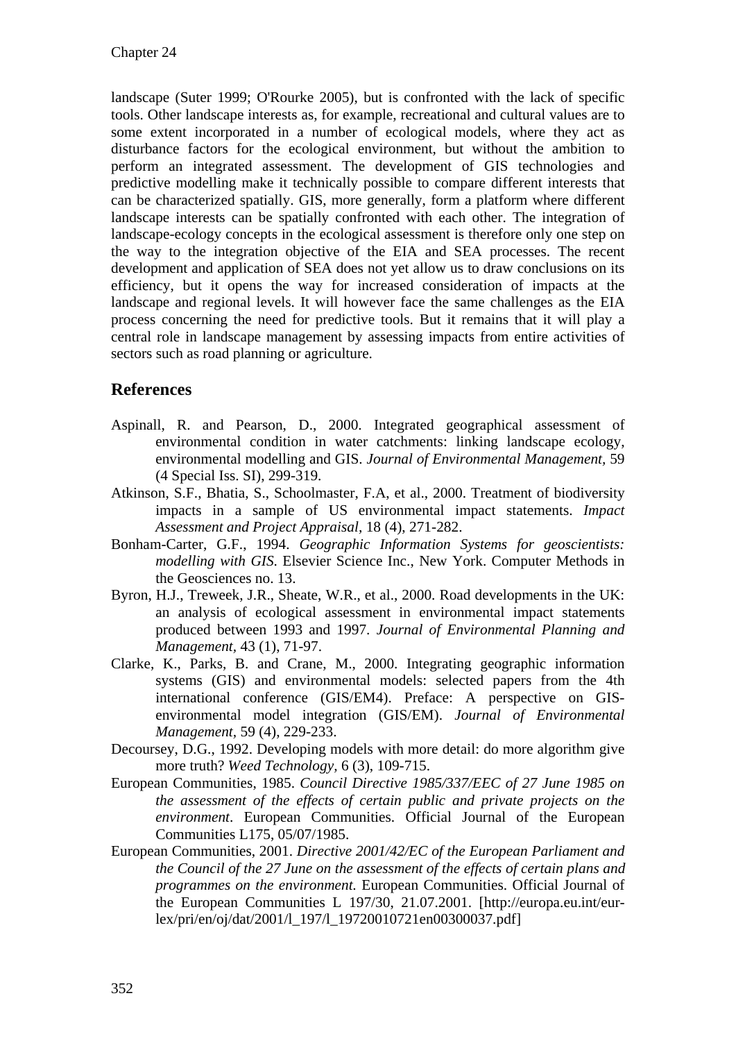landscape (Suter 1999; O'Rourke 2005), but is confronted with the lack of specific tools. Other landscape interests as, for example, recreational and cultural values are to some extent incorporated in a number of ecological models, where they act as disturbance factors for the ecological environment, but without the ambition to perform an integrated assessment. The development of GIS technologies and predictive modelling make it technically possible to compare different interests that can be characterized spatially. GIS, more generally, form a platform where different landscape interests can be spatially confronted with each other. The integration of landscape-ecology concepts in the ecological assessment is therefore only one step on the way to the integration objective of the EIA and SEA processes. The recent development and application of SEA does not yet allow us to draw conclusions on its efficiency, but it opens the way for increased consideration of impacts at the landscape and regional levels. It will however face the same challenges as the EIA process concerning the need for predictive tools. But it remains that it will play a central role in landscape management by assessing impacts from entire activities of sectors such as road planning or agriculture.

## References

Aspinall, R. and Pearson, D., 2000. Integrated geographical assessment of environmental condition in water catchments: linking landscape ecology, environmental modelling and GIS. *Journal of Environmental Management*, 59 (4 Special Iss. SI), 299-319.

Atkinson, S.F., Bhatia, S., Schoolmaster, F.A, et al., 2000. Treatment of biodiversity impacts in a sample of US environmental impact statements. *Impact Assessment and Project Appraisal*, 18 (4), 271-282.

Bonham-Carter, G.F., 1994. *Geographic Information Systems for geoscientists: modelling with GIS*. Elsevier Science Inc., New York. Computer Methods in the Geosciences no. 13.

Byron, H.J., Treweek, J.R., Sheate, W.R., et al., 2000. Road developments in the UK: an analysis of ecological assessment in environmental impact statements produced between 1993 and 1997. *Journal of Environmental Planning and Management*, 43 (1), 71-97.

Clarke, K., Parks, B. and Crane, M., 2000. Integrating geographic information systems (GIS) and environmental models: selected papers from the 4th international conference (GIS/EM4). Preface: A perspective on GIS-environmental model integration (GIS/EM). *Journal of Environmental Management*, 59 (4), 229-233.

Decoursey, D.G., 1992. Developing models with more detail: do more algorithm give more truth? *Weed Technology,* 6 (3), 109-715.

European Communities, 1985. *Council Directive 1985/337/EEC of 27 June 1985 on the assessment of the effects of certain public and private projects on the environment*. European Communities. Official Journal of the European Communities L175, 05/07/1985.

European Communities, 2001. *Directive 2001/42/EC of the European Parliament and the Council of the 27 June on the assessment of the effects of certain plans and programmes on the environment.* European Communities. Official Journal of the European Communities L 197/30, 21.07.2001. [http://europa.eu.int/eur-lex/pri/en/oj/dat/2001/l_197/l_19720010721en00300037.pdf]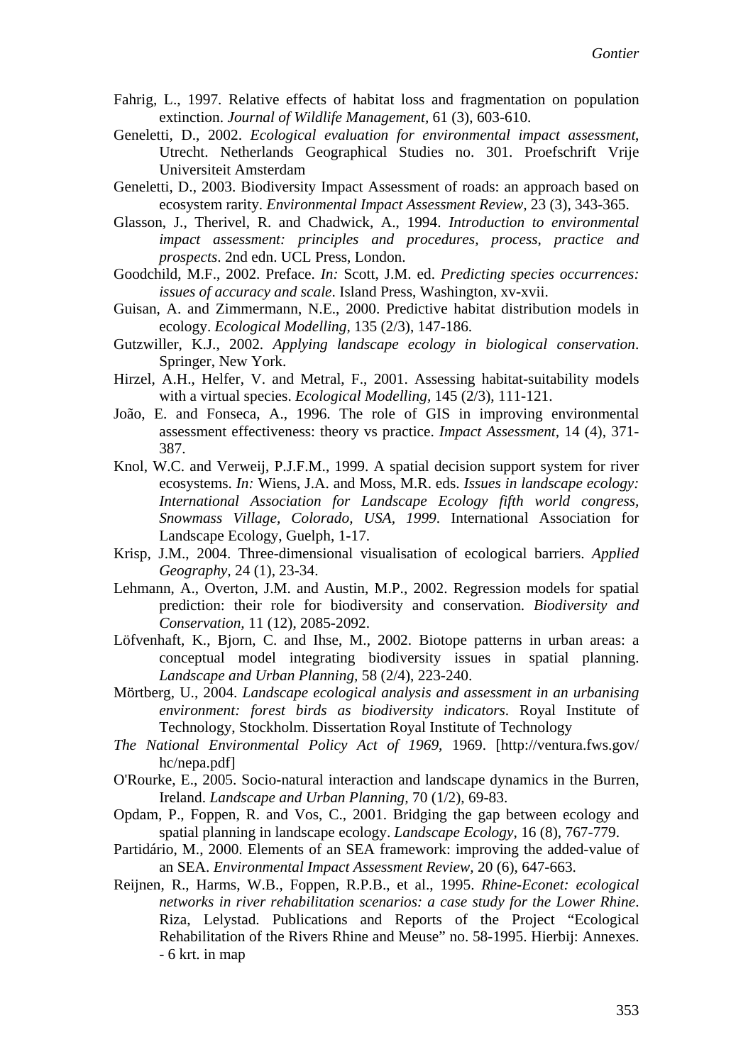Fahrig, L., 1997. Relative effects of habitat loss and fragmentation on population extinction. *Journal of Wildlife Management*, 61 (3), 603-610.

Geneletti, D., 2002. *Ecological evaluation for environmental impact assessment*, Utrecht. Netherlands Geographical Studies no. 301. Proefschrift Vrije Universiteit Amsterdam

Geneletti, D., 2003. Biodiversity Impact Assessment of roads: an approach based on ecosystem rarity. *Environmental Impact Assessment Review*, 23 (3), 343-365.

Glasson, J., Therivel, R. and Chadwick, A., 1994. *Introduction to environmental impact assessment: principles and procedures, process, practice and prospects*. 2nd edn. UCL Press, London.

Goodchild, M.F., 2002. Preface. *In:* Scott, J.M. ed. *Predicting species occurrences: issues of accuracy and scale*. Island Press, Washington, xv-xvii.

Guisan, A. and Zimmermann, N.E., 2000. Predictive habitat distribution models in ecology. *Ecological Modelling*, 135 (2/3), 147-186.

Gutzwiller, K.J., 2002. *Applying landscape ecology in biological conservation*. Springer, New York.

Hirzel, A.H., Helfer, V. and Metral, F., 2001. Assessing habitat-suitability models with a virtual species. *Ecological Modelling*, 145 (2/3), 111-121.

João, E. and Fonseca, A., 1996. The role of GIS in improving environmental assessment effectiveness: theory vs practice. *Impact Assessment*, 14 (4), 371-387.

Knol, W.C. and Verweij, P.J.F.M., 1999. A spatial decision support system for river ecosystems. *In:* Wiens, J.A. and Moss, M.R. eds. *Issues in landscape ecology: International Association for Landscape Ecology fifth world congress, Snowmass Village, Colorado, USA, 1999*. International Association for Landscape Ecology, Guelph, 1-17.

Krisp, J.M., 2004. Three-dimensional visualisation of ecological barriers. *Applied Geography*, 24 (1), 23-34.

Lehmann, A., Overton, J.M. and Austin, M.P., 2002. Regression models for spatial prediction: their role for biodiversity and conservation. *Biodiversity and Conservation*, 11 (12), 2085-2092.

Löfvenhaft, K., Bjorn, C. and Ihse, M., 2002. Biotope patterns in urban areas: a conceptual model integrating biodiversity issues in spatial planning. *Landscape and Urban Planning*, 58 (2/4), 223-240.

Mörtberg, U., 2004. *Landscape ecological analysis and assessment in an urbanising environment: forest birds as biodiversity indicators*. Royal Institute of Technology, Stockholm. Dissertation Royal Institute of Technology

*The National Environmental Policy Act of 1969*, 1969. [http://ventura.fws.gov/hc/nepa.pdf]

O'Rourke, E., 2005. Socio-natural interaction and landscape dynamics in the Burren, Ireland. *Landscape and Urban Planning*, 70 (1/2), 69-83.

Opdam, P., Foppen, R. and Vos, C., 2001. Bridging the gap between ecology and spatial planning in landscape ecology. *Landscape Ecology*, 16 (8), 767-779.

Partidário, M., 2000. Elements of an SEA framework: improving the added-value of an SEA. *Environmental Impact Assessment Review*, 20 (6), 647-663.

Reijnen, R., Harms, W.B., Foppen, R.P.B., et al., 1995. *Rhine-Econet: ecological networks in river rehabilitation scenarios: a case study for the Lower Rhine*. Riza, Lelystad. Publications and Reports of the Project "Ecological Rehabilitation of the Rivers Rhine and Meuse" no. 58-1995. Hierbij: Annexes. - 6 krt. in map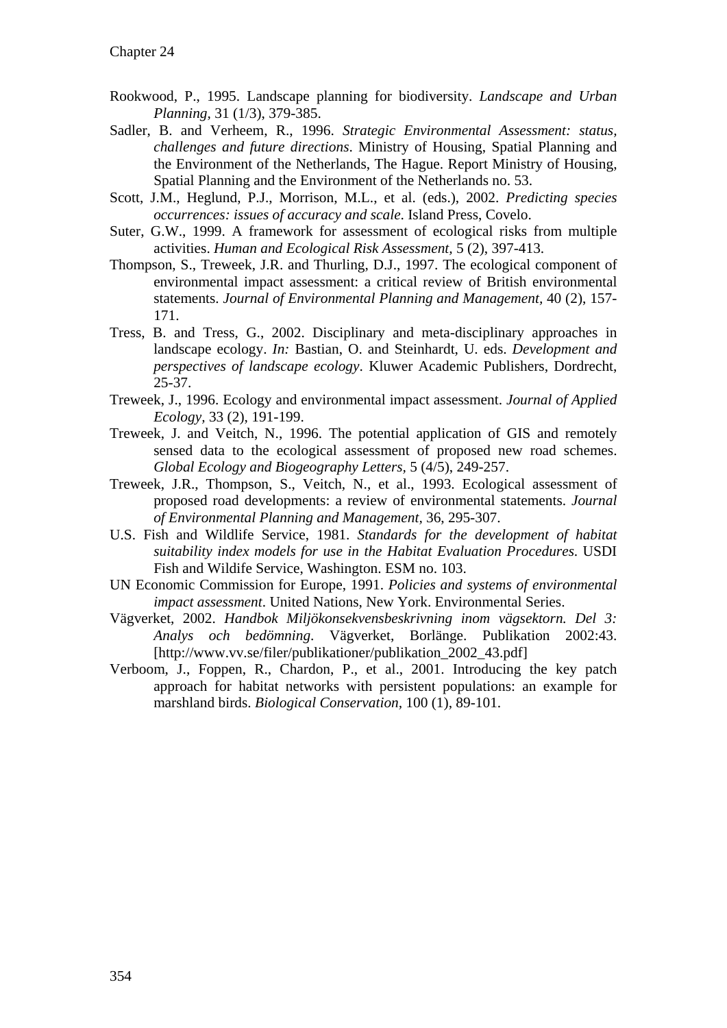Rookwood, P., 1995. Landscape planning for biodiversity. *Landscape and Urban Planning*, 31 (1/3), 379-385.

Sadler, B. and Verheem, R., 1996. *Strategic Environmental Assessment: status, challenges and future directions*. Ministry of Housing, Spatial Planning and the Environment of the Netherlands, The Hague. Report Ministry of Housing, Spatial Planning and the Environment of the Netherlands no. 53.

Scott, J.M., Heglund, P.J., Morrison, M.L., et al. (eds.), 2002. *Predicting species occurrences: issues of accuracy and scale*. Island Press, Covelo.

Suter, G.W., 1999. A framework for assessment of ecological risks from multiple activities. *Human and Ecological Risk Assessment*, 5 (2), 397-413.

Thompson, S., Treweek, J.R. and Thurling, D.J., 1997. The ecological component of environmental impact assessment: a critical review of British environmental statements. *Journal of Environmental Planning and Management*, 40 (2), 157-171.

Tress, B. and Tress, G., 2002. Disciplinary and meta-disciplinary approaches in landscape ecology. *In:* Bastian, O. and Steinhardt, U. eds. *Development and perspectives of landscape ecology*. Kluwer Academic Publishers, Dordrecht, 25-37.

Treweek, J., 1996. Ecology and environmental impact assessment. *Journal of Applied Ecology*, 33 (2), 191-199.

Treweek, J. and Veitch, N., 1996. The potential application of GIS and remotely sensed data to the ecological assessment of proposed new road schemes. *Global Ecology and Biogeography Letters*, 5 (4/5), 249-257.

Treweek, J.R., Thompson, S., Veitch, N., et al., 1993. Ecological assessment of proposed road developments: a review of environmental statements. *Journal of Environmental Planning and Management*, 36, 295-307.

U.S. Fish and Wildlife Service, 1981. *Standards for the development of habitat suitability index models for use in the Habitat Evaluation Procedures*. USDI Fish and Wildife Service, Washington. ESM no. 103.

UN Economic Commission for Europe, 1991. *Policies and systems of environmental impact assessment*. United Nations, New York. Environmental Series.

Vägverket, 2002. *Handbok Miljökonsekvensbeskrivning inom vägsektorn. Del 3: Analys och bedömning*. Vägverket, Borlänge. Publikation 2002:43. [http://www.vv.se/filer/publikationer/publikation_2002_43.pdf]

Verboom, J., Foppen, R., Chardon, P., et al., 2001. Introducing the key patch approach for habitat networks with persistent populations: an example for marshland birds. *Biological Conservation*, 100 (1), 89-101.